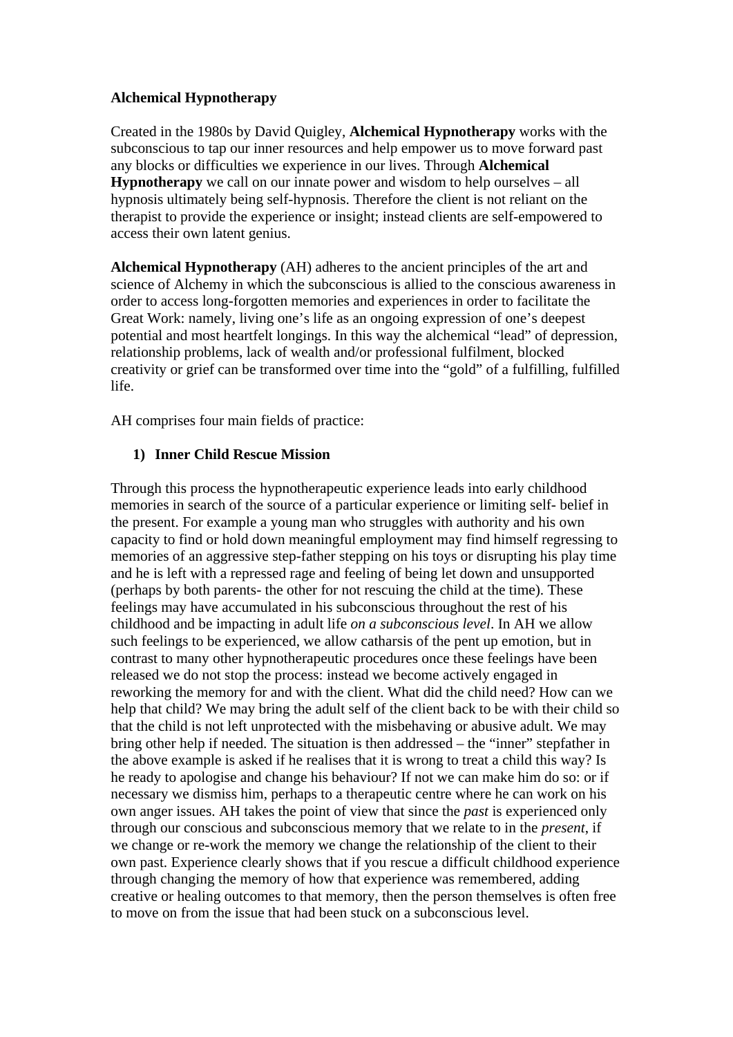**Alchemical Hypnotherapy**

Created in the 1980s by David Quigley, **Alchemical Hypnotherapy** works with the subconscious to tap our inner resources and help empower us to move forward past any blocks or difficulties we experience in our lives. Through **Alchemical Hypnotherapy** we call on our innate power and wisdom to help ourselves – all hypnosis ultimately being self-hypnosis. Therefore the client is not reliant on the therapist to provide the experience or insight; instead clients are self-empowered to access their own latent genius.

**Alchemical Hypnotherapy** (AH) adheres to the ancient principles of the art and science of Alchemy in which the subconscious is allied to the conscious awareness in order to access long-forgotten memories and experiences in order to facilitate the Great Work: namely, living one's life as an ongoing expression of one's deepest potential and most heartfelt longings. In this way the alchemical "lead" of depression, relationship problems, lack of wealth and/or professional fulfilment, blocked creativity or grief can be transformed over time into the "gold" of a fulfilling, fulfilled life.

AH comprises four main fields of practice:

1) **Inner Child Rescue Mission**

Through this process the hypnotherapeutic experience leads into early childhood memories in search of the source of a particular experience or limiting self- belief in the present. For example a young man who struggles with authority and his own capacity to find or hold down meaningful employment may find himself regressing to memories of an aggressive step-father stepping on his toys or disrupting his play time and he is left with a repressed rage and feeling of being let down and unsupported (perhaps by both parents- the other for not rescuing the child at the time). These feelings may have accumulated in his subconscious throughout the rest of his childhood and be impacting in adult life *on a subconscious level*. In AH we allow such feelings to be experienced, we allow catharsis of the pent up emotion, but in contrast to many other hypnotherapeutic procedures once these feelings have been released we do not stop the process: instead we become actively engaged in reworking the memory for and with the client. What did the child need? How can we help that child? We may bring the adult self of the client back to be with their child so that the child is not left unprotected with the misbehaving or abusive adult. We may bring other help if needed. The situation is then addressed – the "inner" stepfather in the above example is asked if he realises that it is wrong to treat a child this way? Is he ready to apologise and change his behaviour? If not we can make him do so: or if necessary we dismiss him, perhaps to a therapeutic centre where he can work on his own anger issues. AH takes the point of view that since the *past* is experienced only through our conscious and subconscious memory that we relate to in the *present*, if we change or re-work the memory we change the relationship of the client to their own past. Experience clearly shows that if you rescue a difficult childhood experience through changing the memory of how that experience was remembered, adding creative or healing outcomes to that memory, then the person themselves is often free to move on from the issue that had been stuck on a subconscious level.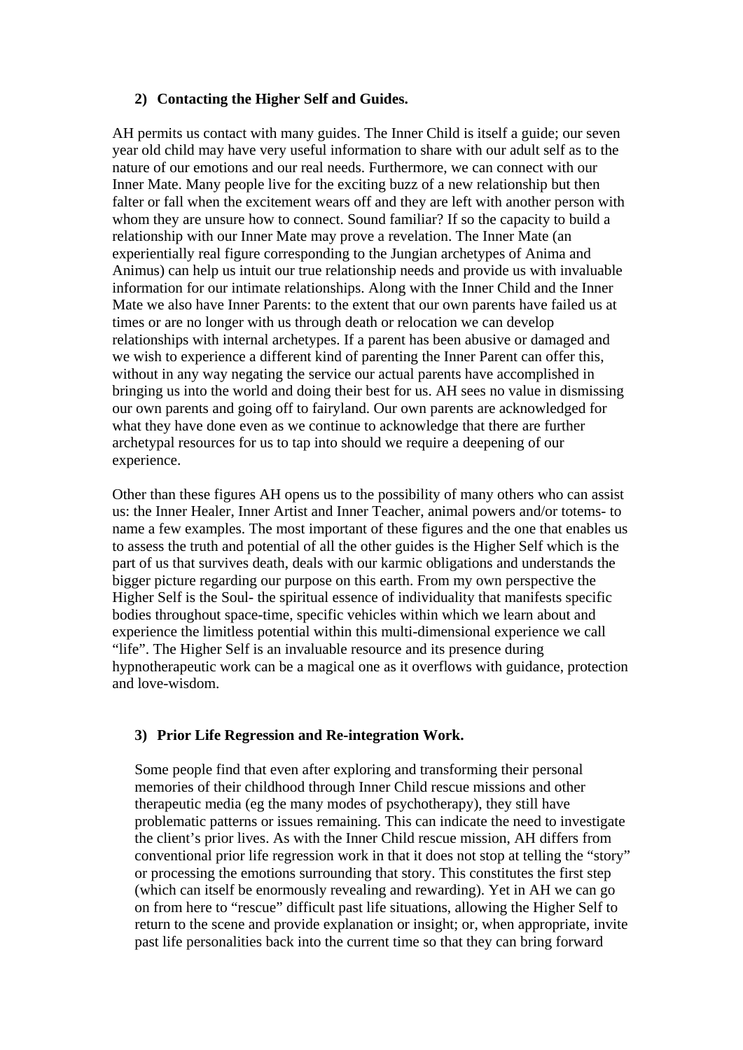### 2) Contacting the Higher Self and Guides.

AH permits us contact with many guides. The Inner Child is itself a guide; our seven year old child may have very useful information to share with our adult self as to the nature of our emotions and our real needs. Furthermore, we can connect with our Inner Mate. Many people live for the exciting buzz of a new relationship but then falter or fall when the excitement wears off and they are left with another person with whom they are unsure how to connect. Sound familiar? If so the capacity to build a relationship with our Inner Mate may prove a revelation. The Inner Mate (an experientially real figure corresponding to the Jungian archetypes of Anima and Animus) can help us intuit our true relationship needs and provide us with invaluable information for our intimate relationships. Along with the Inner Child and the Inner Mate we also have Inner Parents: to the extent that our own parents have failed us at times or are no longer with us through death or relocation we can develop relationships with internal archetypes. If a parent has been abusive or damaged and we wish to experience a different kind of parenting the Inner Parent can offer this, without in any way negating the service our actual parents have accomplished in bringing us into the world and doing their best for us. AH sees no value in dismissing our own parents and going off to fairyland. Our own parents are acknowledged for what they have done even as we continue to acknowledge that there are further archetypal resources for us to tap into should we require a deepening of our experience.

Other than these figures AH opens us to the possibility of many others who can assist us: the Inner Healer, Inner Artist and Inner Teacher, animal powers and/or totems- to name a few examples. The most important of these figures and the one that enables us to assess the truth and potential of all the other guides is the Higher Self which is the part of us that survives death, deals with our karmic obligations and understands the bigger picture regarding our purpose on this earth. From my own perspective the Higher Self is the Soul- the spiritual essence of individuality that manifests specific bodies throughout space-time, specific vehicles within which we learn about and experience the limitless potential within this multi-dimensional experience we call "life". The Higher Self is an invaluable resource and its presence during hypnotherapeutic work can be a magical one as it overflows with guidance, protection and love-wisdom.

### 3) Prior Life Regression and Re-integration Work.

Some people find that even after exploring and transforming their personal memories of their childhood through Inner Child rescue missions and other therapeutic media (eg the many modes of psychotherapy), they still have problematic patterns or issues remaining. This can indicate the need to investigate the client's prior lives. As with the Inner Child rescue mission, AH differs from conventional prior life regression work in that it does not stop at telling the "story" or processing the emotions surrounding that story. This constitutes the first step (which can itself be enormously revealing and rewarding). Yet in AH we can go on from here to "rescue" difficult past life situations, allowing the Higher Self to return to the scene and provide explanation or insight; or, when appropriate, invite past life personalities back into the current time so that they can bring forward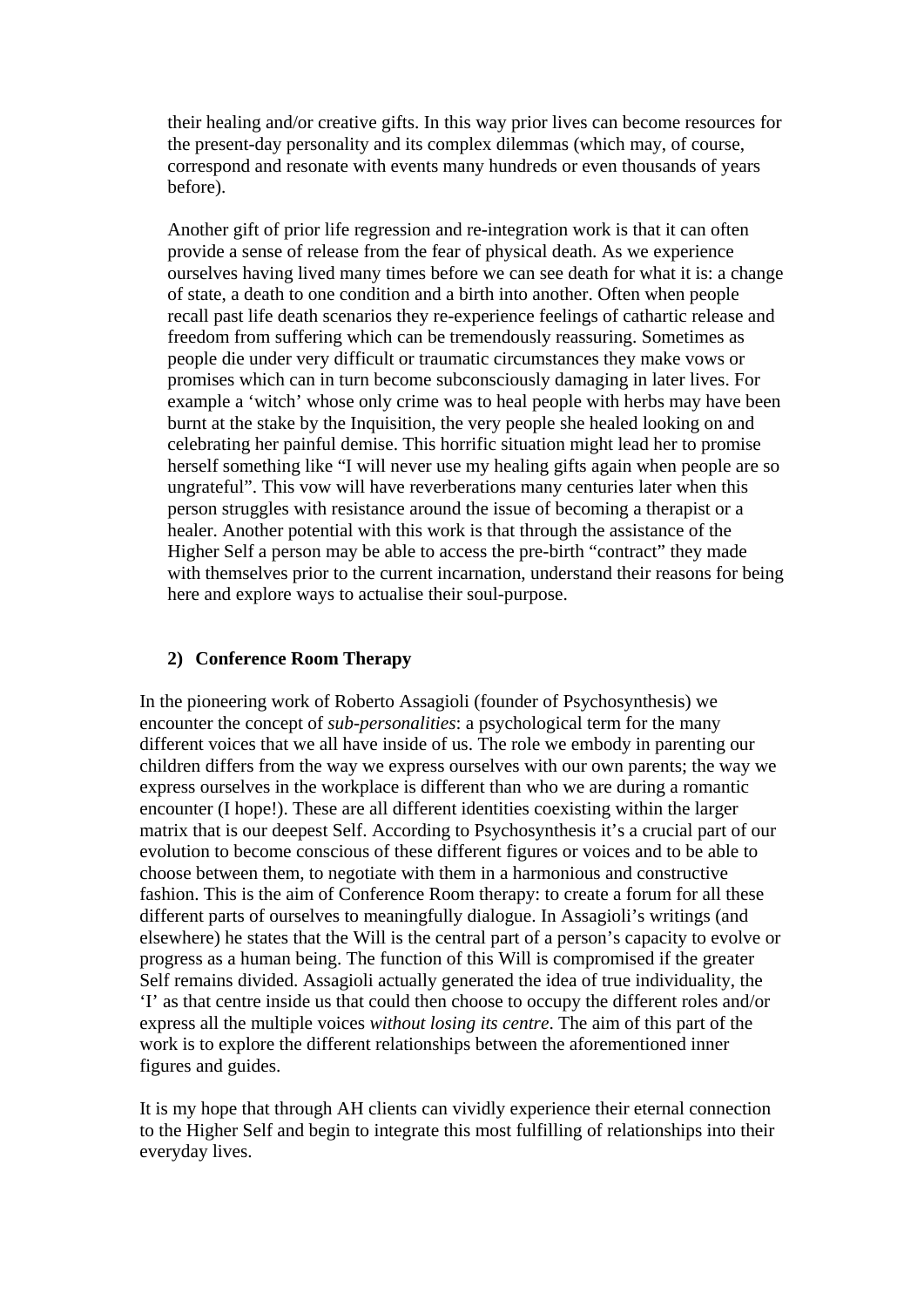their healing and/or creative gifts. In this way prior lives can become resources for the present-day personality and its complex dilemmas (which may, of course, correspond and resonate with events many hundreds or even thousands of years before).

Another gift of prior life regression and re-integration work is that it can often provide a sense of release from the fear of physical death. As we experience ourselves having lived many times before we can see death for what it is: a change of state, a death to one condition and a birth into another. Often when people recall past life death scenarios they re-experience feelings of cathartic release and freedom from suffering which can be tremendously reassuring. Sometimes as people die under very difficult or traumatic circumstances they make vows or promises which can in turn become subconsciously damaging in later lives. For example a 'witch' whose only crime was to heal people with herbs may have been burnt at the stake by the Inquisition, the very people she healed looking on and celebrating her painful demise. This horrific situation might lead her to promise herself something like "I will never use my healing gifts again when people are so ungrateful". This vow will have reverberations many centuries later when this person struggles with resistance around the issue of becoming a therapist or a healer. Another potential with this work is that through the assistance of the Higher Self a person may be able to access the pre-birth "contract" they made with themselves prior to the current incarnation, understand their reasons for being here and explore ways to actualise their soul-purpose.

**2) Conference Room Therapy**

In the pioneering work of Roberto Assagioli (founder of Psychosynthesis) we encounter the concept of *sub-personalities*: a psychological term for the many different voices that we all have inside of us. The role we embody in parenting our children differs from the way we express ourselves with our own parents; the way we express ourselves in the workplace is different than who we are during a romantic encounter (I hope!). These are all different identities coexisting within the larger matrix that is our deepest Self. According to Psychosynthesis it's a crucial part of our evolution to become conscious of these different figures or voices and to be able to choose between them, to negotiate with them in a harmonious and constructive fashion. This is the aim of Conference Room therapy: to create a forum for all these different parts of ourselves to meaningfully dialogue. In Assagioli's writings (and elsewhere) he states that the Will is the central part of a person's capacity to evolve or progress as a human being. The function of this Will is compromised if the greater Self remains divided. Assagioli actually generated the idea of true individuality, the 'I' as that centre inside us that could then choose to occupy the different roles and/or express all the multiple voices *without losing its centre*. The aim of this part of the work is to explore the different relationships between the aforementioned inner figures and guides.

It is my hope that through AH clients can vividly experience their eternal connection to the Higher Self and begin to integrate this most fulfilling of relationships into their everyday lives.